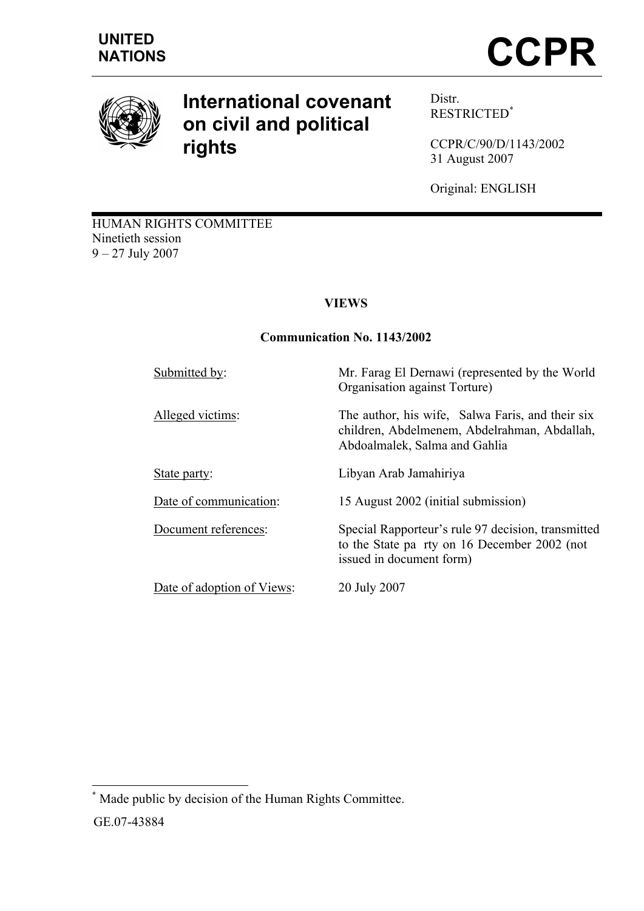UNITED NATIONS

# CCPR

# International covenant on civil and political rights

Distr.
RESTRICTED[*]

CCPR/C/90/D/1143/2002
31 August 2007

Original: ENGLISH

HUMAN RIGHTS COMMITTEE
Ninetieth session
9 – 27 July 2007

**VIEWS**

**Communication No. 1143/2002**

| | |
|---|---|
| Submitted by: | Mr. Farag El Dernawi (represented by the World Organisation against Torture) |
| Alleged victims: | The author, his wife, Salwa Faris, and their six children, Abdelmenem, Abdelrahman, Abdallah, Abdoalmalek, Salma and Gahlia |
| State party: | Libyan Arab Jamahiriya |
| Date of communication: | 15 August 2002 (initial submission) |
| Document references: | Special Rapporteur's rule 97 decision, transmitted to the State party on 16 December 2002 (not issued in document form) |
| Date of adoption of Views: | 20 July 2007 |

[*] Made public by decision of the Human Rights Committee.

GE.07-43884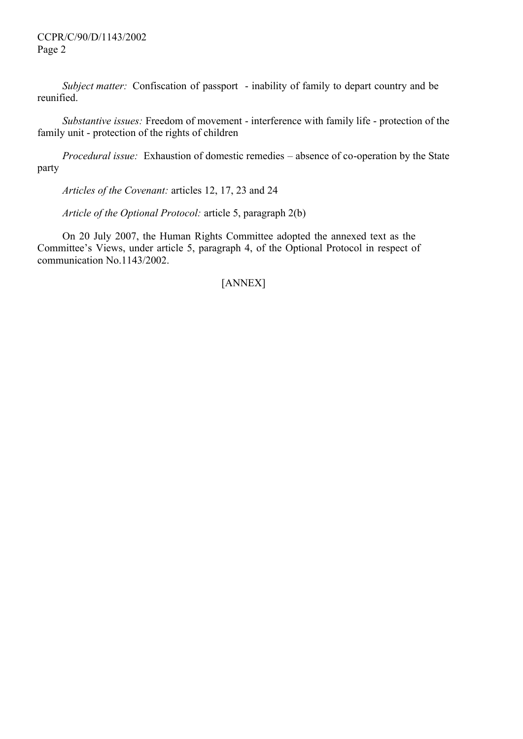*Subject matter:* Confiscation of passport - inability of family to depart country and be reunified.

*Substantive issues:* Freedom of movement - interference with family life - protection of the family unit - protection of the rights of children

*Procedural issue:* Exhaustion of domestic remedies – absence of co-operation by the State party

*Articles of the Covenant:* articles 12, 17, 23 and 24

*Article of the Optional Protocol:* article 5, paragraph 2(b)

On 20 July 2007, the Human Rights Committee adopted the annexed text as the Committee's Views, under article 5, paragraph 4, of the Optional Protocol in respect of communication No.1143/2002.

[ANNEX]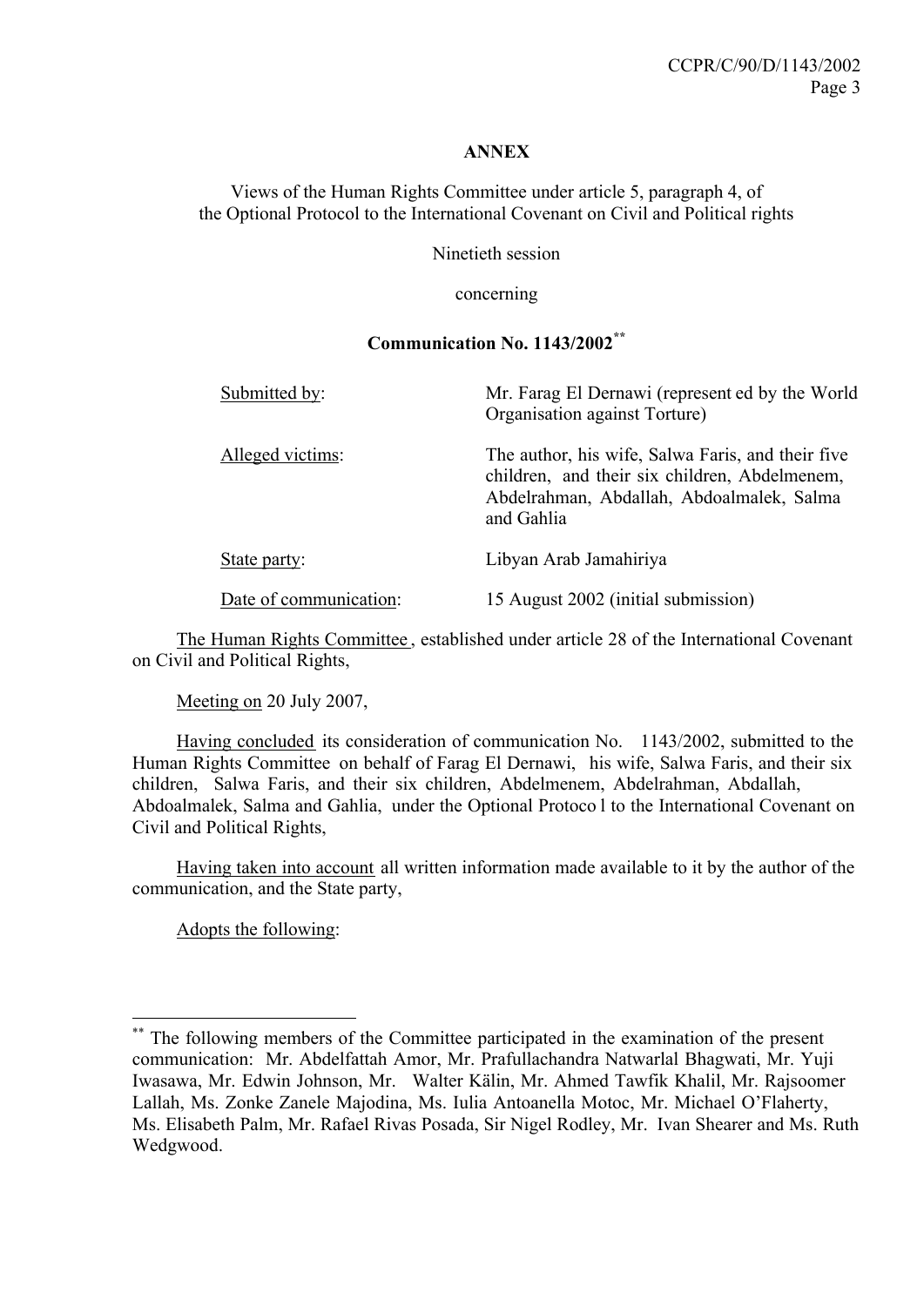**ANNEX**

Views of the Human Rights Committee under article 5, paragraph 4, of the Optional Protocol to the International Covenant on Civil and Political rights

Ninetieth session

concerning

**Communication No. 1143/2002**[**]

| | |
|---|---|
| Submitted by: | Mr. Farag El Dernawi (represent ed by the World Organisation against Torture) |
| Alleged victims: | The author, his wife, Salwa Faris, and their five children, and their six children, Abdelmenem, Abdelrahman, Abdallah, Abdoalmalek, Salma and Gahlia |
| State party: | Libyan Arab Jamahiriya |
| Date of communication: | 15 August 2002 (initial submission) |

The Human Rights Committee , established under article 28 of the International Covenant on Civil and Political Rights,

Meeting on 20 July 2007,

Having concluded its consideration of communication No. 1143/2002, submitted to the Human Rights Committee on behalf of Farag El Dernawi, his wife, Salwa Faris, and their six children, Salwa Faris, and their six children, Abdelmenem, Abdelrahman, Abdallah, Abdoalmalek, Salma and Gahlia, under the Optional Protoco l to the International Covenant on Civil and Political Rights,

Having taken into account all written information made available to it by the author of the communication, and the State party,

Adopts the following:

---

[**] The following members of the Committee participated in the examination of the present communication: Mr. Abdelfattah Amor, Mr. Prafullachandra Natwarlal Bhagwati, Mr. Yuji Iwasawa, Mr. Edwin Johnson, Mr. Walter Kälin, Mr. Ahmed Tawfik Khalil, Mr. Rajsoomer Lallah, Ms. Zonke Zanele Majodina, Ms. Iulia Antoanella Motoc, Mr. Michael O'Flaherty, Ms. Elisabeth Palm, Mr. Rafael Rivas Posada, Sir Nigel Rodley, Mr. Ivan Shearer and Ms. Ruth Wedgwood.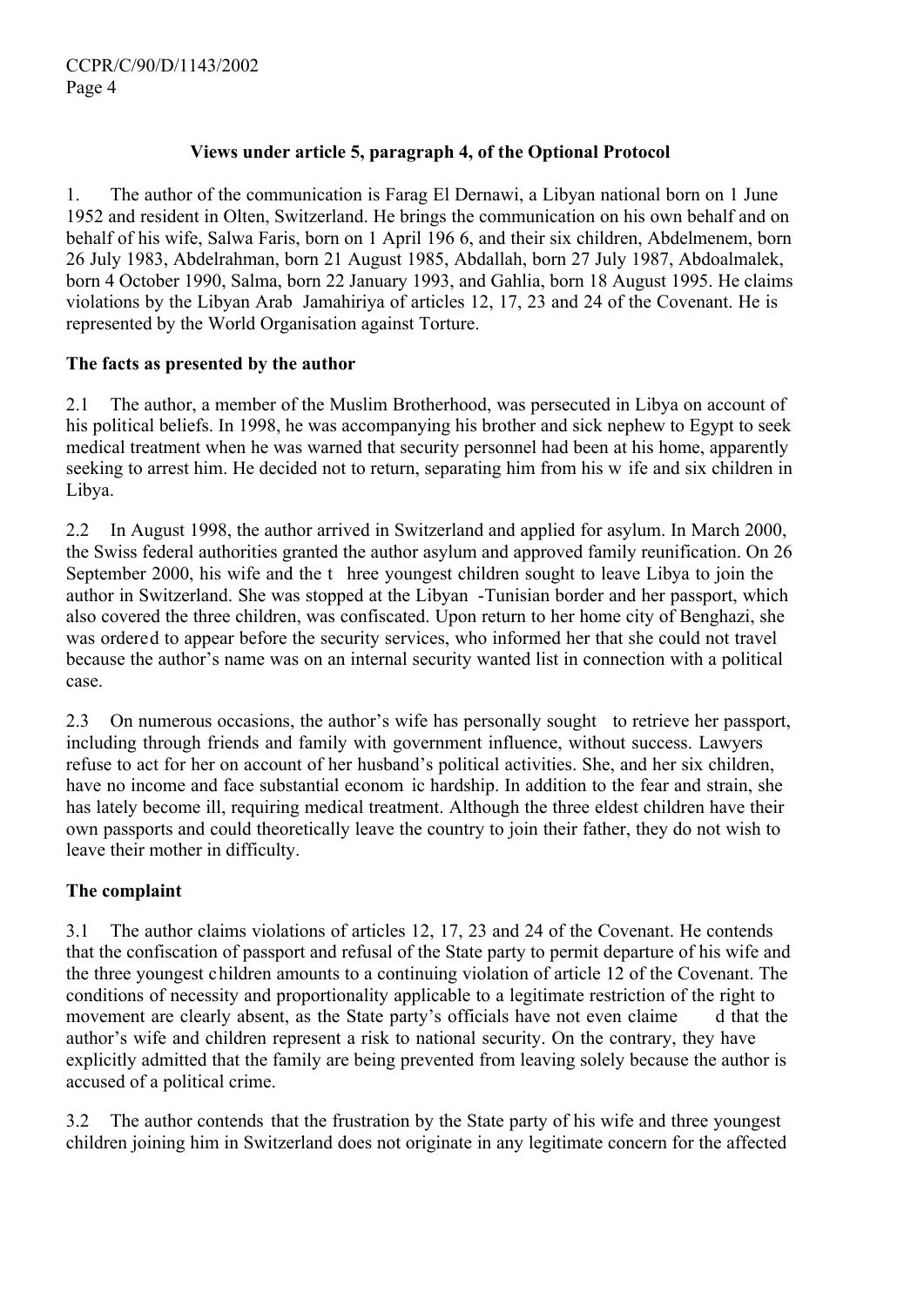**Views under article 5, paragraph 4, of the Optional Protocol**

1. The author of the communication is Farag El Dernawi, a Libyan national born on 1 June 1952 and resident in Olten, Switzerland. He brings the communication on his own behalf and on behalf of his wife, Salwa Faris, born on 1 April 1966, and their six children, Abdelmenem, born 26 July 1983, Abdelrahman, born 21 August 1985, Abdallah, born 27 July 1987, Abdoalmalek, born 4 October 1990, Salma, born 22 January 1993, and Gahlia, born 18 August 1995. He claims violations by the Libyan Arab Jamahiriya of articles 12, 17, 23 and 24 of the Covenant. He is represented by the World Organisation against Torture.

**The facts as presented by the author**

2.1 The author, a member of the Muslim Brotherhood, was persecuted in Libya on account of his political beliefs. In 1998, he was accompanying his brother and sick nephew to Egypt to seek medical treatment when he was warned that security personnel had been at his home, apparently seeking to arrest him. He decided not to return, separating him from his wife and six children in Libya.

2.2 In August 1998, the author arrived in Switzerland and applied for asylum. In March 2000, the Swiss federal authorities granted the author asylum and approved family reunification. On 26 September 2000, his wife and the three youngest children sought to leave Libya to join the author in Switzerland. She was stopped at the Libyan-Tunisian border and her passport, which also covered the three children, was confiscated. Upon return to her home city of Benghazi, she was ordered to appear before the security services, who informed her that she could not travel because the author's name was on an internal security wanted list in connection with a political case.

2.3 On numerous occasions, the author's wife has personally sought to retrieve her passport, including through friends and family with government influence, without success. Lawyers refuse to act for her on account of her husband's political activities. She, and her six children, have no income and face substantial economic hardship. In addition to the fear and strain, she has lately become ill, requiring medical treatment. Although the three eldest children have their own passports and could theoretically leave the country to join their father, they do not wish to leave their mother in difficulty.

**The complaint**

3.1 The author claims violations of articles 12, 17, 23 and 24 of the Covenant. He contends that the confiscation of passport and refusal of the State party to permit departure of his wife and the three youngest children amounts to a continuing violation of article 12 of the Covenant. The conditions of necessity and proportionality applicable to a legitimate restriction of the right to movement are clearly absent, as the State party's officials have not even claimed that the author's wife and children represent a risk to national security. On the contrary, they have explicitly admitted that the family are being prevented from leaving solely because the author is accused of a political crime.

3.2 The author contends that the frustration by the State party of his wife and three youngest children joining him in Switzerland does not originate in any legitimate concern for the affected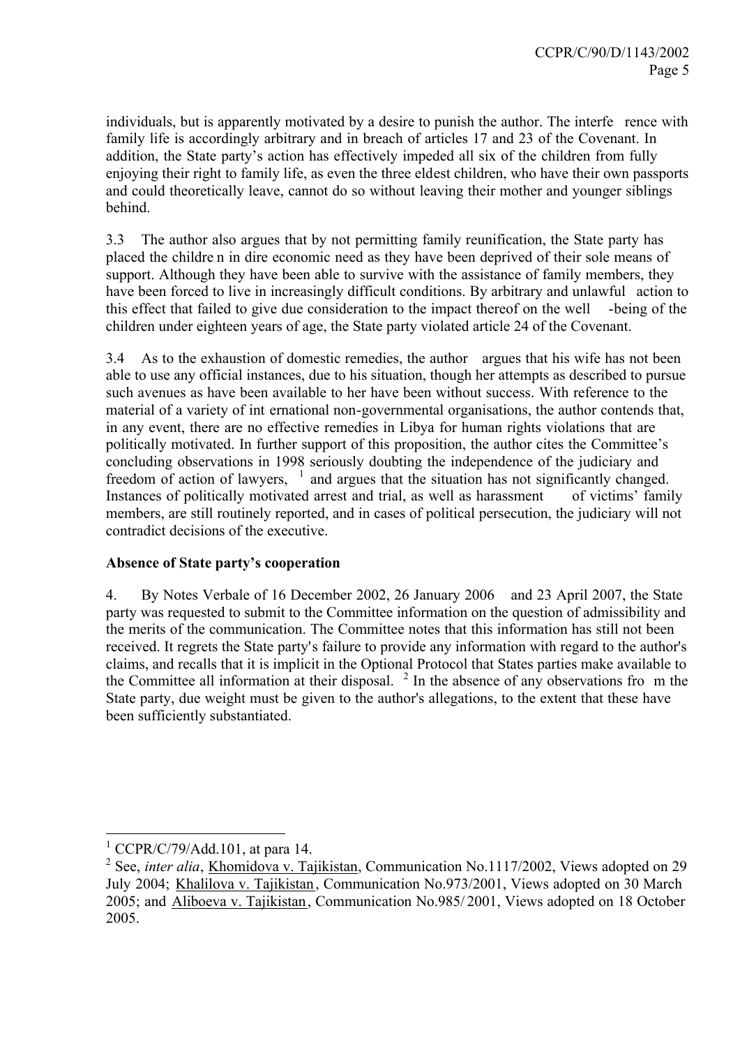individuals, but is apparently motivated by a desire to punish the author. The interference with family life is accordingly arbitrary and in breach of articles 17 and 23 of the Covenant. In addition, the State party's action has effectively impeded all six of the children from fully enjoying their right to family life, as even the three eldest children, who have their own passports and could theoretically leave, cannot do so without leaving their mother and younger siblings behind.

3.3 The author also argues that by not permitting family reunification, the State party has placed the children in dire economic need as they have been deprived of their sole means of support. Although they have been able to survive with the assistance of family members, they have been forced to live in increasingly difficult conditions. By arbitrary and unlawful action to this effect that failed to give due consideration to the impact thereof on the well-being of the children under eighteen years of age, the State party violated article 24 of the Covenant.

3.4 As to the exhaustion of domestic remedies, the author argues that his wife has not been able to use any official instances, due to his situation, though her attempts as described to pursue such avenues as have been available to her have been without success. With reference to the material of a variety of international non-governmental organisations, the author contends that, in any event, there are no effective remedies in Libya for human rights violations that are politically motivated. In further support of this proposition, the author cites the Committee's concluding observations in 1998 seriously doubting the independence of the judiciary and freedom of action of lawyers, [1] and argues that the situation has not significantly changed. Instances of politically motivated arrest and trial, as well as harassment of victims' family members, are still routinely reported, and in cases of political persecution, the judiciary will not contradict decisions of the executive.

**Absence of State party's cooperation**

4. By Notes Verbale of 16 December 2002, 26 January 2006 and 23 April 2007, the State party was requested to submit to the Committee information on the question of admissibility and the merits of the communication. The Committee notes that this information has still not been received. It regrets the State party's failure to provide any information with regard to the author's claims, and recalls that it is implicit in the Optional Protocol that States parties make available to the Committee all information at their disposal. [2] In the absence of any observations from the State party, due weight must be given to the author's allegations, to the extent that these have been sufficiently substantiated.

---

[1] CCPR/C/79/Add.101, at para 14.

[2] See, *inter alia*, Khomidova v. Tajikistan, Communication No.1117/2002, Views adopted on 29 July 2004; Khalilova v. Tajikistan, Communication No.973/2001, Views adopted on 30 March 2005; and Aliboeva v. Tajikistan, Communication No.985/2001, Views adopted on 18 October 2005.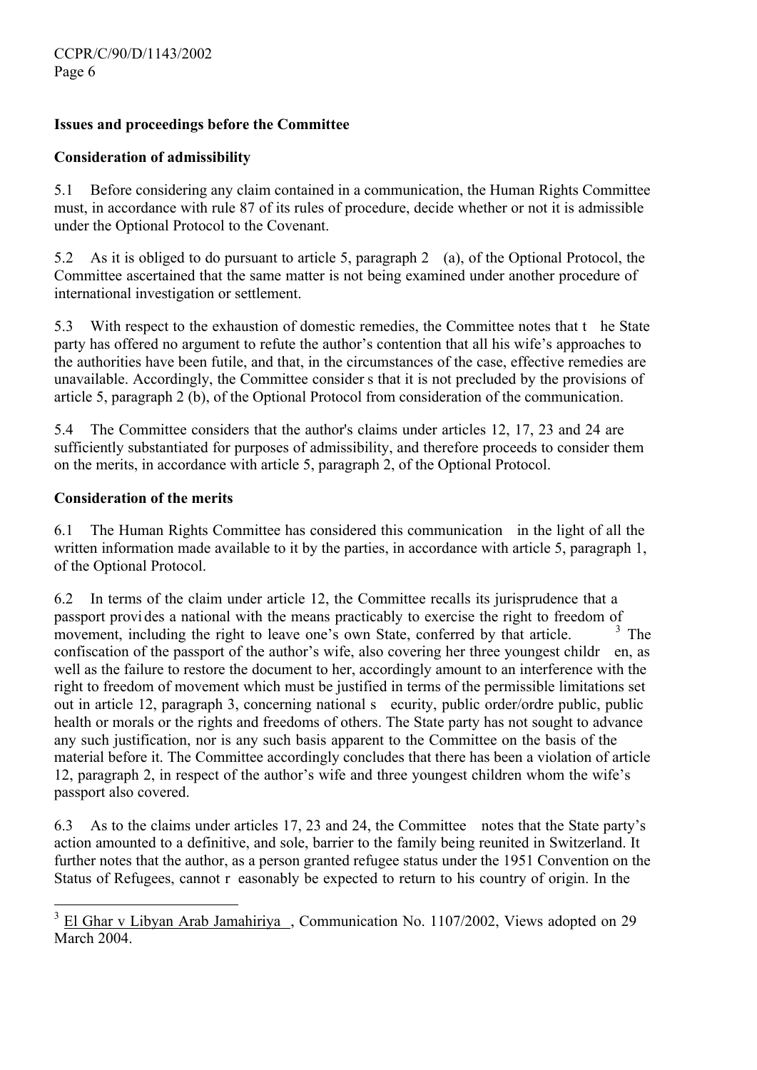**Issues and proceedings before the Committee**

**Consideration of admissibility**

5.1 Before considering any claim contained in a communication, the Human Rights Committee must, in accordance with rule 87 of its rules of procedure, decide whether or not it is admissible under the Optional Protocol to the Covenant.

5.2 As it is obliged to do pursuant to article 5, paragraph 2 (a), of the Optional Protocol, the Committee ascertained that the same matter is not being examined under another procedure of international investigation or settlement.

5.3 With respect to the exhaustion of domestic remedies, the Committee notes that the State party has offered no argument to refute the author's contention that all his wife's approaches to the authorities have been futile, and that, in the circumstances of the case, effective remedies are unavailable. Accordingly, the Committee considers that it is not precluded by the provisions of article 5, paragraph 2 (b), of the Optional Protocol from consideration of the communication.

5.4 The Committee considers that the author's claims under articles 12, 17, 23 and 24 are sufficiently substantiated for purposes of admissibility, and therefore proceeds to consider them on the merits, in accordance with article 5, paragraph 2, of the Optional Protocol.

**Consideration of the merits**

6.1 The Human Rights Committee has considered this communication in the light of all the written information made available to it by the parties, in accordance with article 5, paragraph 1, of the Optional Protocol.

6.2 In terms of the claim under article 12, the Committee recalls its jurisprudence that a passport provides a national with the means practicably to exercise the right to freedom of movement, including the right to leave one's own State, conferred by that article.[3] The confiscation of the passport of the author's wife, also covering her three youngest children, as well as the failure to restore the document to her, accordingly amount to an interference with the right to freedom of movement which must be justified in terms of the permissible limitations set out in article 12, paragraph 3, concerning national security, public order/ordre public, public health or morals or the rights and freedoms of others. The State party has not sought to advance any such justification, nor is any such basis apparent to the Committee on the basis of the material before it. The Committee accordingly concludes that there has been a violation of article 12, paragraph 2, in respect of the author's wife and three youngest children whom the wife's passport also covered.

6.3 As to the claims under articles 17, 23 and 24, the Committee notes that the State party's action amounted to a definitive, and sole, barrier to the family being reunited in Switzerland. It further notes that the author, as a person granted refugee status under the 1951 Convention on the Status of Refugees, cannot reasonably be expected to return to his country of origin. In the

---

[3] El Ghar v Libyan Arab Jamahiriya, Communication No. 1107/2002, Views adopted on 29 March 2004.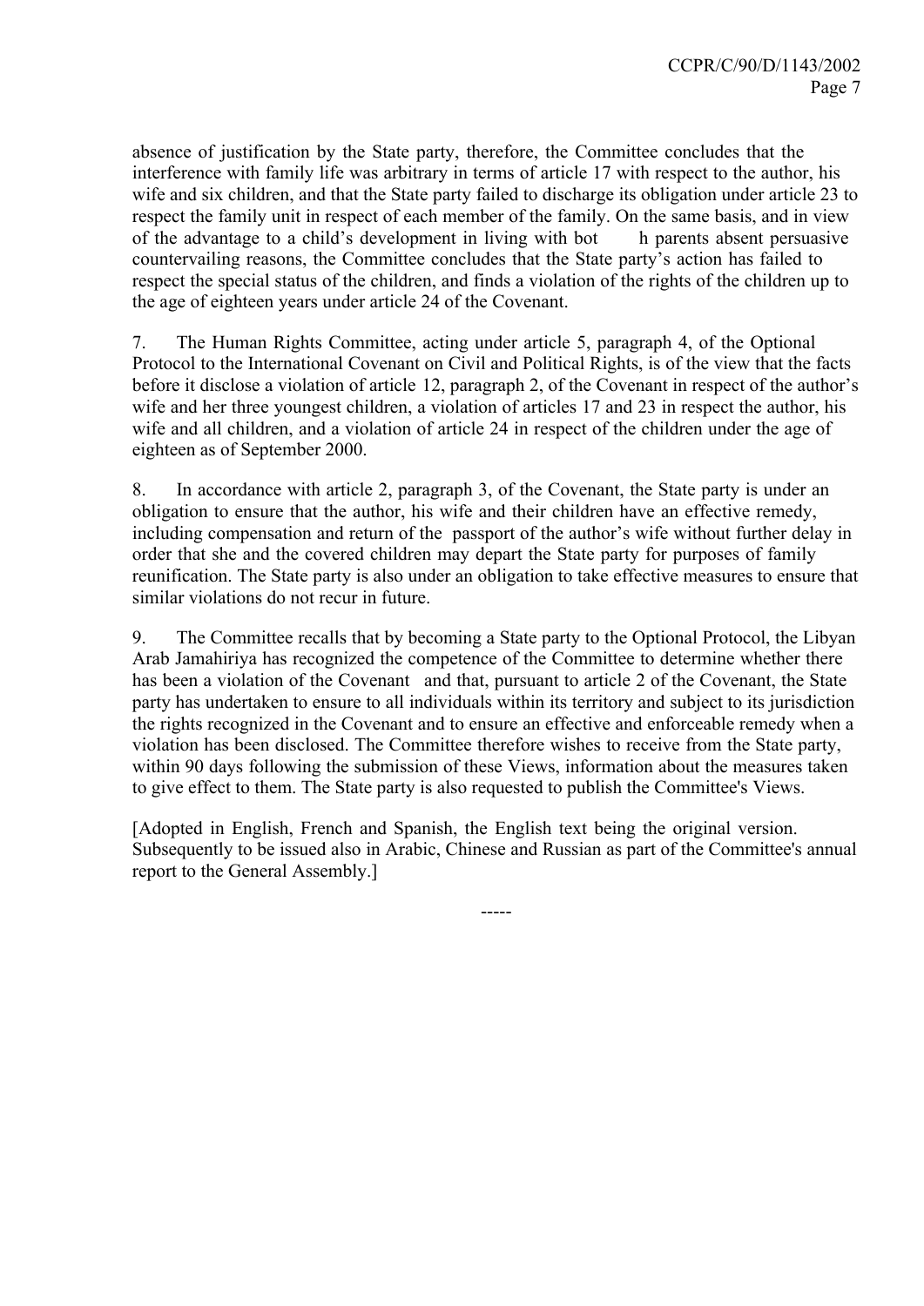absence of justification by the State party, therefore, the Committee concludes that the interference with family life was arbitrary in terms of article 17 with respect to the author, his wife and six children, and that the State party failed to discharge its obligation under article 23 to respect the family unit in respect of each member of the family. On the same basis, and in view of the advantage to a child's development in living with both parents absent persuasive countervailing reasons, the Committee concludes that the State party's action has failed to respect the special status of the children, and finds a violation of the rights of the children up to the age of eighteen years under article 24 of the Covenant.

7. The Human Rights Committee, acting under article 5, paragraph 4, of the Optional Protocol to the International Covenant on Civil and Political Rights, is of the view that the facts before it disclose a violation of article 12, paragraph 2, of the Covenant in respect of the author's wife and her three youngest children, a violation of articles 17 and 23 in respect the author, his wife and all children, and a violation of article 24 in respect of the children under the age of eighteen as of September 2000.

8. In accordance with article 2, paragraph 3, of the Covenant, the State party is under an obligation to ensure that the author, his wife and their children have an effective remedy, including compensation and return of the passport of the author's wife without further delay in order that she and the covered children may depart the State party for purposes of family reunification. The State party is also under an obligation to take effective measures to ensure that similar violations do not recur in future.

9. The Committee recalls that by becoming a State party to the Optional Protocol, the Libyan Arab Jamahiriya has recognized the competence of the Committee to determine whether there has been a violation of the Covenant and that, pursuant to article 2 of the Covenant, the State party has undertaken to ensure to all individuals within its territory and subject to its jurisdiction the rights recognized in the Covenant and to ensure an effective and enforceable remedy when a violation has been disclosed. The Committee therefore wishes to receive from the State party, within 90 days following the submission of these Views, information about the measures taken to give effect to them. The State party is also requested to publish the Committee's Views.

[Adopted in English, French and Spanish, the English text being the original version. Subsequently to be issued also in Arabic, Chinese and Russian as part of the Committee's annual report to the General Assembly.]

-----